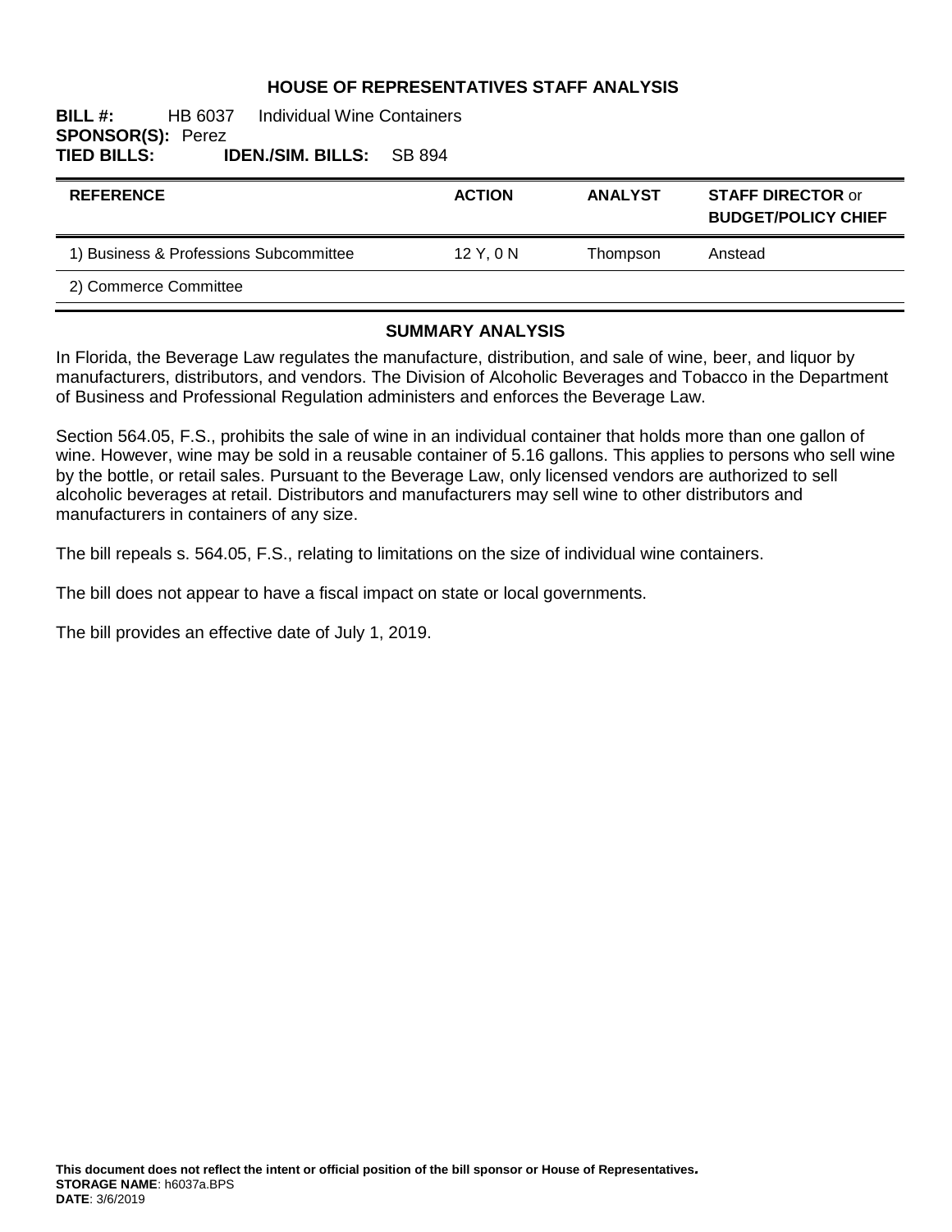# HOUSE OF REPRESENTATIVES STAFF ANALYSIS

**BILL #:** HB 6037 Individual Wine Containers
**SPONSOR(S):** Perez
**TIED BILLS:** **IDEN./SIM. BILLS:** SB 894

| REFERENCE | ACTION | ANALYST | STAFF DIRECTOR or BUDGET/POLICY CHIEF |
|---|---|---|---|
| 1) Business & Professions Subcommittee | 12 Y, 0 N | Thompson | Anstead |
| 2) Commerce Committee | | | |

## SUMMARY ANALYSIS

In Florida, the Beverage Law regulates the manufacture, distribution, and sale of wine, beer, and liquor by manufacturers, distributors, and vendors. The Division of Alcoholic Beverages and Tobacco in the Department of Business and Professional Regulation administers and enforces the Beverage Law.

Section 564.05, F.S., prohibits the sale of wine in an individual container that holds more than one gallon of wine. However, wine may be sold in a reusable container of 5.16 gallons. This applies to persons who sell wine by the bottle, or retail sales. Pursuant to the Beverage Law, only licensed vendors are authorized to sell alcoholic beverages at retail. Distributors and manufacturers may sell wine to other distributors and manufacturers in containers of any size.

The bill repeals s. 564.05, F.S., relating to limitations on the size of individual wine containers.

The bill does not appear to have a fiscal impact on state or local governments.

The bill provides an effective date of July 1, 2019.

**This document does not reflect the intent or official position of the bill sponsor or House of Representatives.**
**STORAGE NAME**: h6037a.BPS
**DATE**: 3/6/2019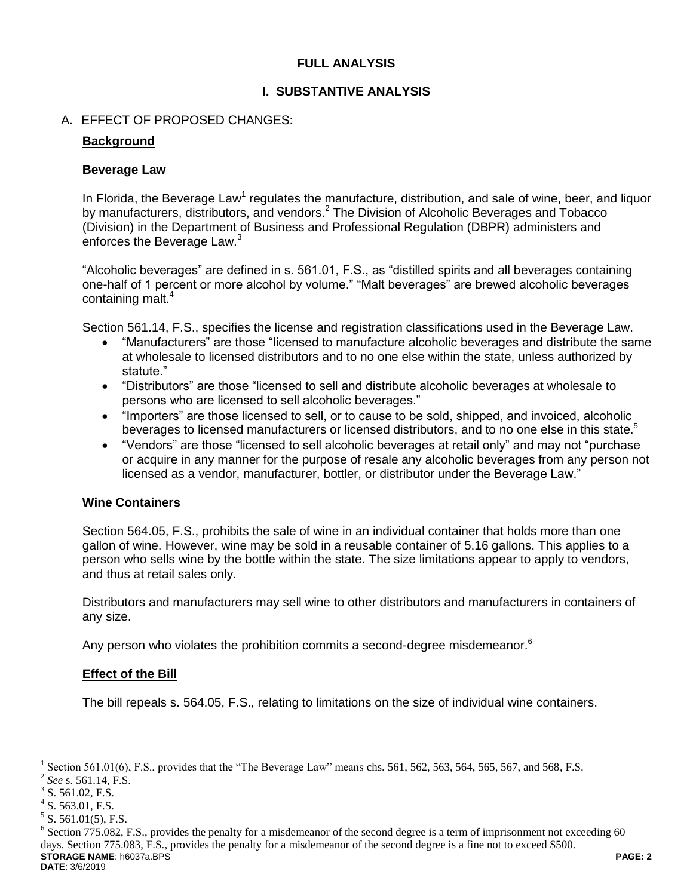## FULL ANALYSIS

### I. SUBSTANTIVE ANALYSIS

A. EFFECT OF PROPOSED CHANGES:

**Background**

**Beverage Law**

In Florida, the Beverage Law[1] regulates the manufacture, distribution, and sale of wine, beer, and liquor by manufacturers, distributors, and vendors.[2] The Division of Alcoholic Beverages and Tobacco (Division) in the Department of Business and Professional Regulation (DBPR) administers and enforces the Beverage Law.[3]

"Alcoholic beverages" are defined in s. 561.01, F.S., as "distilled spirits and all beverages containing one-half of 1 percent or more alcohol by volume." "Malt beverages" are brewed alcoholic beverages containing malt.[4]

Section 561.14, F.S., specifies the license and registration classifications used in the Beverage Law.

- "Manufacturers" are those "licensed to manufacture alcoholic beverages and distribute the same at wholesale to licensed distributors and to no one else within the state, unless authorized by statute."
- "Distributors" are those "licensed to sell and distribute alcoholic beverages at wholesale to persons who are licensed to sell alcoholic beverages."
- "Importers" are those licensed to sell, or to cause to be sold, shipped, and invoiced, alcoholic beverages to licensed manufacturers or licensed distributors, and to no one else in this state.[5]
- "Vendors" are those "licensed to sell alcoholic beverages at retail only" and may not "purchase or acquire in any manner for the purpose of resale any alcoholic beverages from any person not licensed as a vendor, manufacturer, bottler, or distributor under the Beverage Law."

**Wine Containers**

Section 564.05, F.S., prohibits the sale of wine in an individual container that holds more than one gallon of wine. However, wine may be sold in a reusable container of 5.16 gallons. This applies to a person who sells wine by the bottle within the state. The size limitations appear to apply to vendors, and thus at retail sales only.

Distributors and manufacturers may sell wine to other distributors and manufacturers in containers of any size.

Any person who violates the prohibition commits a second-degree misdemeanor.[6]

**Effect of the Bill**

The bill repeals s. 564.05, F.S., relating to limitations on the size of individual wine containers.

---

[1] Section 561.01(6), F.S., provides that the "The Beverage Law" means chs. 561, 562, 563, 564, 565, 567, and 568, F.S.

[2] *See* s. 561.14, F.S.

[3] S. 561.02, F.S.

[4] S. 563.01, F.S.

[5] S. 561.01(5), F.S.

[6] Section 775.082, F.S., provides the penalty for a misdemeanor of the second degree is a term of imprisonment not exceeding 60 days. Section 775.083, F.S., provides the penalty for a misdemeanor of the second degree is a fine not to exceed $500.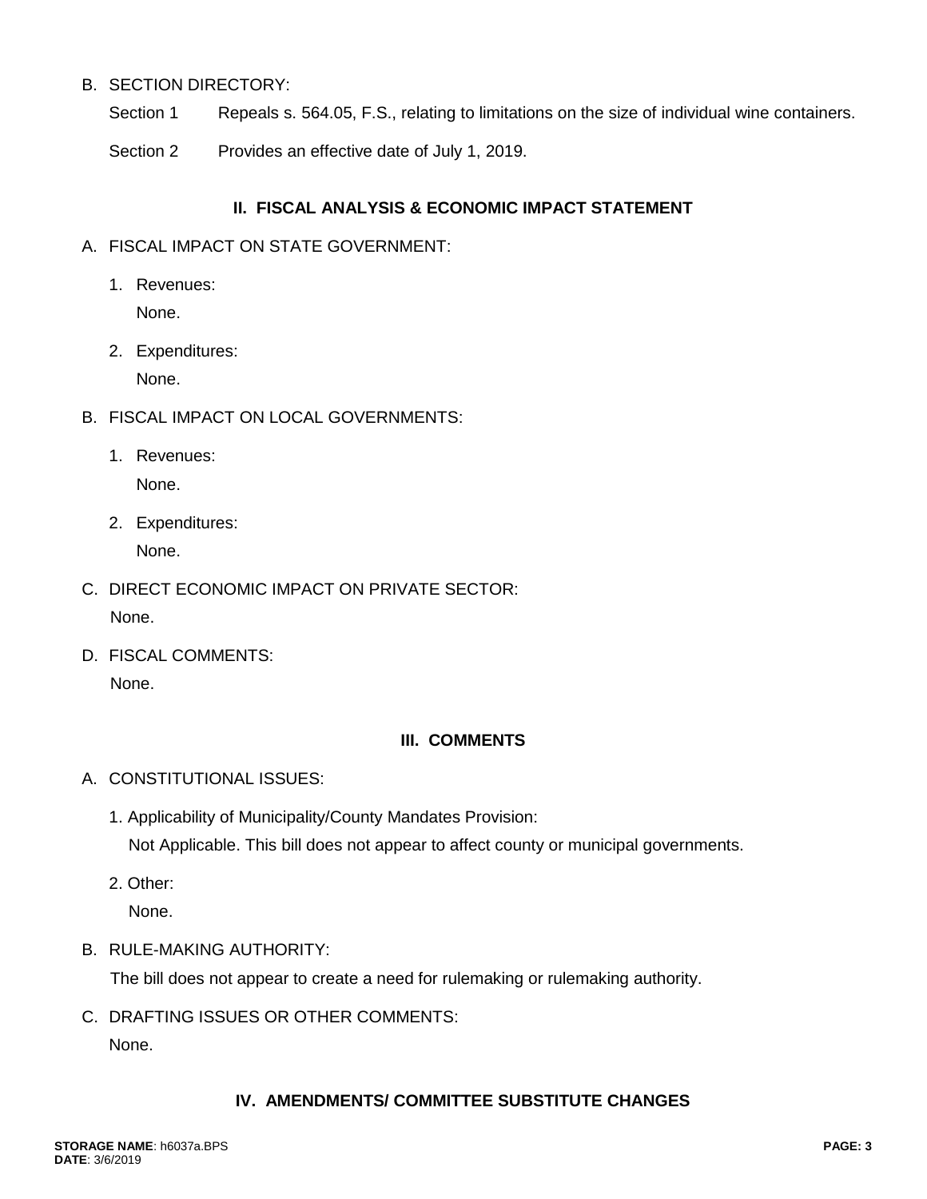B. SECTION DIRECTORY:

Section 1 Repeals s. 564.05, F.S., relating to limitations on the size of individual wine containers.

Section 2 Provides an effective date of July 1, 2019.

## II. FISCAL ANALYSIS & ECONOMIC IMPACT STATEMENT

A. FISCAL IMPACT ON STATE GOVERNMENT:

1. Revenues:

   None.

2. Expenditures:

   None.

B. FISCAL IMPACT ON LOCAL GOVERNMENTS:

1. Revenues:

   None.

2. Expenditures:

   None.

C. DIRECT ECONOMIC IMPACT ON PRIVATE SECTOR:

None.

D. FISCAL COMMENTS:

None.

## III. COMMENTS

A. CONSTITUTIONAL ISSUES:

1. Applicability of Municipality/County Mandates Provision:

   Not Applicable. This bill does not appear to affect county or municipal governments.

2. Other:

   None.

B. RULE-MAKING AUTHORITY:

The bill does not appear to create a need for rulemaking or rulemaking authority.

C. DRAFTING ISSUES OR OTHER COMMENTS:

None.

## IV. AMENDMENTS/ COMMITTEE SUBSTITUTE CHANGES